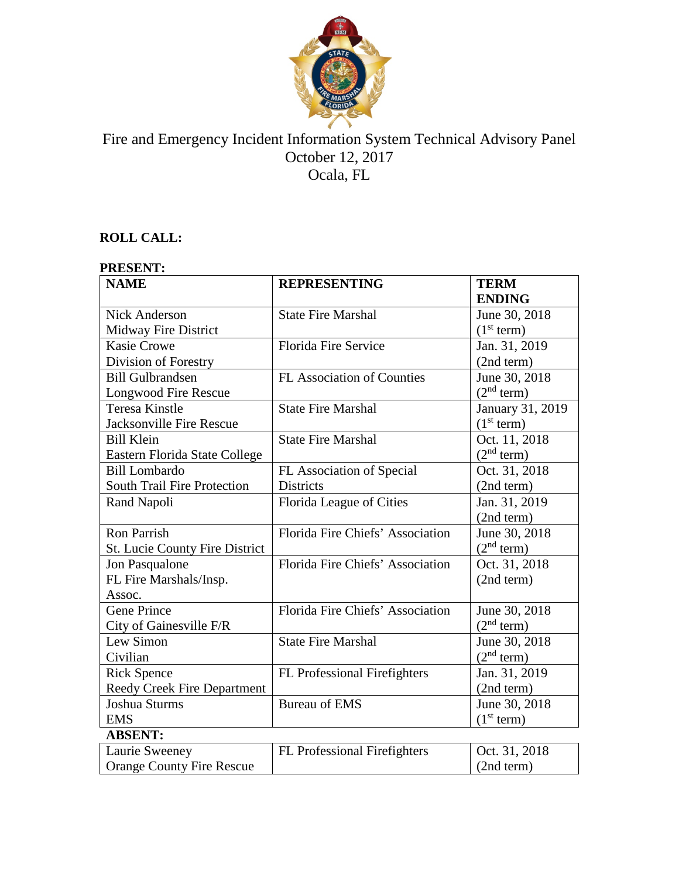# Fire and Emergency Incident Information System Technical Advisory Panel
October 12, 2017
Ocala, FL

**ROLL CALL:**

**PRESENT:**

| **NAME** | **REPRESENTING** | **TERM ENDING** |
|---|---|---|
| Nick Anderson<br>Midway Fire District | State Fire Marshal | June 30, 2018<br>(1st term) |
| Kasie Crowe<br>Division of Forestry | Florida Fire Service | Jan. 31, 2019<br>(2nd term) |
| Bill Gulbrandsen<br>Longwood Fire Rescue | FL Association of Counties | June 30, 2018<br>(2nd term) |
| Teresa Kinstle<br>Jacksonville Fire Rescue | State Fire Marshal | January 31, 2019<br>(1st term) |
| Bill Klein<br>Eastern Florida State College | State Fire Marshal | Oct. 11, 2018<br>(2nd term) |
| Bill Lombardo<br>South Trail Fire Protection | FL Association of Special Districts | Oct. 31, 2018<br>(2nd term) |
| Rand Napoli | Florida League of Cities | Jan. 31, 2019<br>(2nd term) |
| Ron Parrish<br>St. Lucie County Fire District | Florida Fire Chiefs' Association | June 30, 2018<br>(2nd term) |
| Jon Pasqualone<br>FL Fire Marshals/Insp. Assoc. | Florida Fire Chiefs' Association | Oct. 31, 2018<br>(2nd term) |
| Gene Prince<br>City of Gainesville F/R | Florida Fire Chiefs' Association | June 30, 2018<br>(2nd term) |
| Lew Simon<br>Civilian | State Fire Marshal | June 30, 2018<br>(2nd term) |
| Rick Spence<br>Reedy Creek Fire Department | FL Professional Firefighters | Jan. 31, 2019<br>(2nd term) |
| Joshua Sturms<br>EMS | Bureau of EMS | June 30, 2018<br>(1st term) |
| **ABSENT:** | | |
| Laurie Sweeney<br>Orange County Fire Rescue | FL Professional Firefighters | Oct. 31, 2018<br>(2nd term) |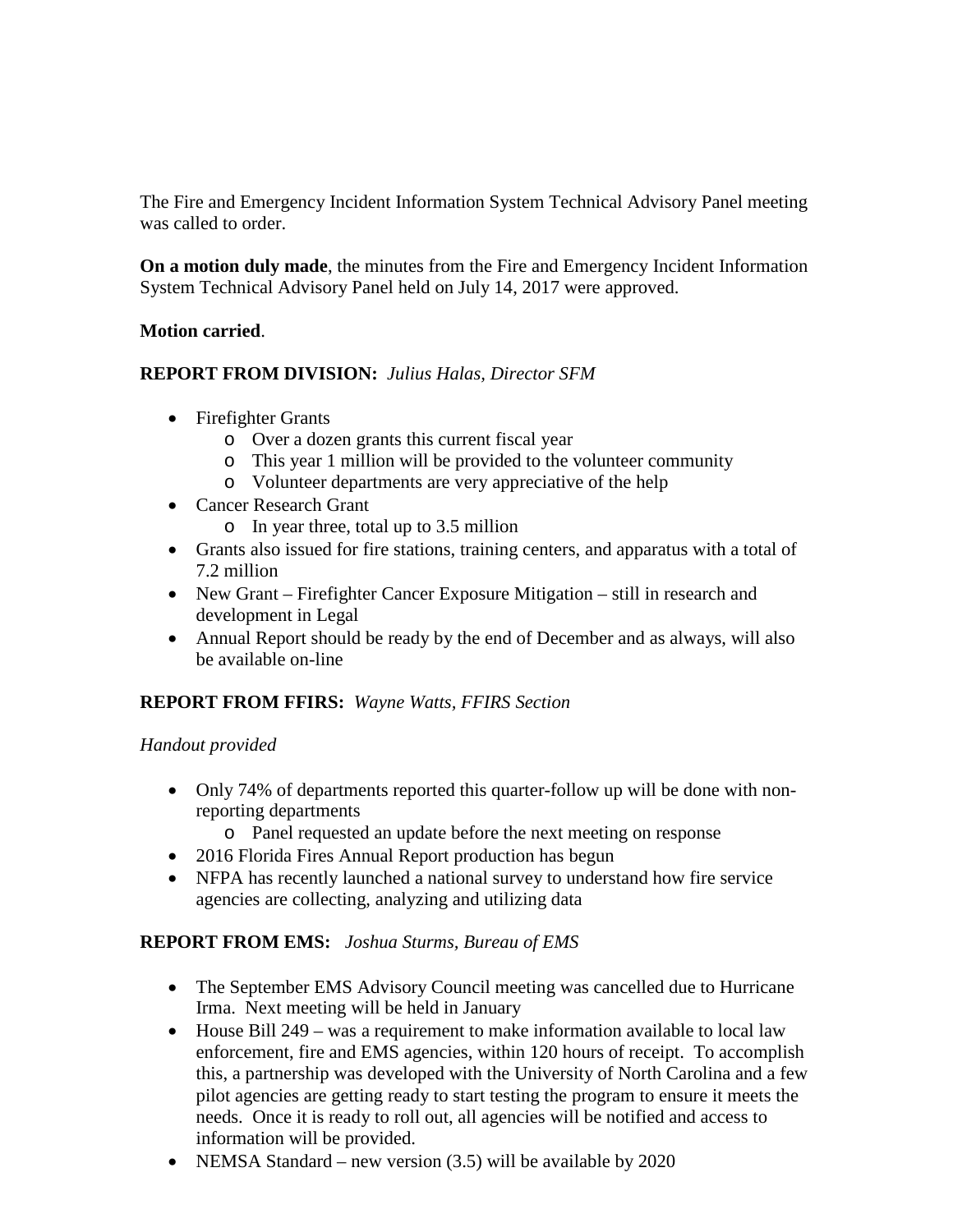The Fire and Emergency Incident Information System Technical Advisory Panel meeting was called to order.

**On a motion duly made**, the minutes from the Fire and Emergency Incident Information System Technical Advisory Panel held on July 14, 2017 were approved.

**Motion carried**.

**REPORT FROM DIVISION:** *Julius Halas, Director SFM*

- Firefighter Grants
  - Over a dozen grants this current fiscal year
  - This year 1 million will be provided to the volunteer community
  - Volunteer departments are very appreciative of the help
- Cancer Research Grant
  - In year three, total up to 3.5 million
- Grants also issued for fire stations, training centers, and apparatus with a total of 7.2 million
- New Grant – Firefighter Cancer Exposure Mitigation – still in research and development in Legal
- Annual Report should be ready by the end of December and as always, will also be available on-line

**REPORT FROM FFIRS:** *Wayne Watts, FFIRS Section*

*Handout provided*

- Only 74% of departments reported this quarter-follow up will be done with non-reporting departments
  - Panel requested an update before the next meeting on response
- 2016 Florida Fires Annual Report production has begun
- NFPA has recently launched a national survey to understand how fire service agencies are collecting, analyzing and utilizing data

**REPORT FROM EMS:** *Joshua Sturms, Bureau of EMS*

- The September EMS Advisory Council meeting was cancelled due to Hurricane Irma. Next meeting will be held in January
- House Bill 249 – was a requirement to make information available to local law enforcement, fire and EMS agencies, within 120 hours of receipt. To accomplish this, a partnership was developed with the University of North Carolina and a few pilot agencies are getting ready to start testing the program to ensure it meets the needs. Once it is ready to roll out, all agencies will be notified and access to information will be provided.
- NEMSA Standard – new version (3.5) will be available by 2020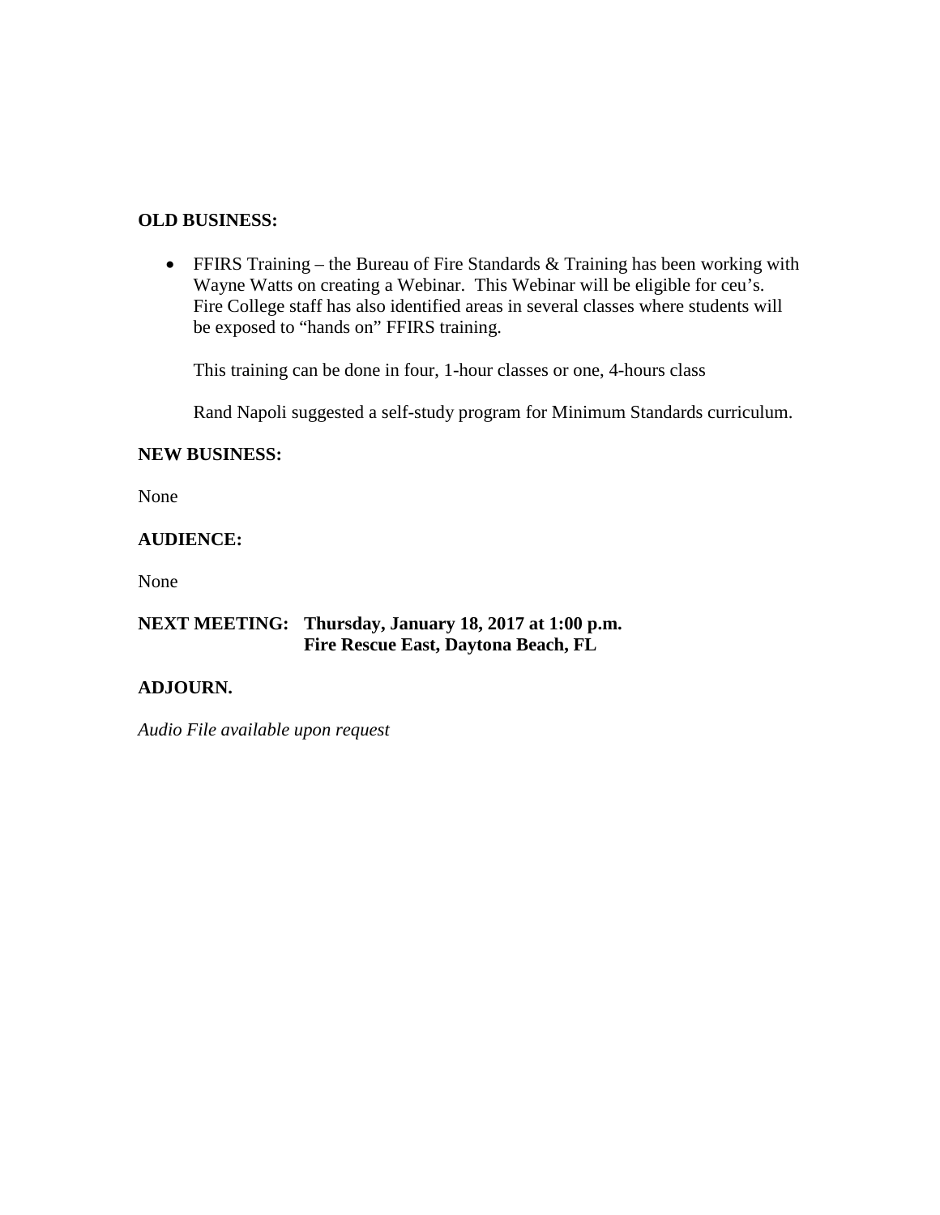**OLD BUSINESS:**

- FFIRS Training – the Bureau of Fire Standards & Training has been working with Wayne Watts on creating a Webinar. This Webinar will be eligible for ceu's. Fire College staff has also identified areas in several classes where students will be exposed to "hands on" FFIRS training.

  This training can be done in four, 1-hour classes or one, 4-hours class

  Rand Napoli suggested a self-study program for Minimum Standards curriculum.

**NEW BUSINESS:**

None

**AUDIENCE:**

None

**NEXT MEETING: Thursday, January 18, 2017 at 1:00 p.m.**
**Fire Rescue East, Daytona Beach, FL**

**ADJOURN.**

*Audio File available upon request*